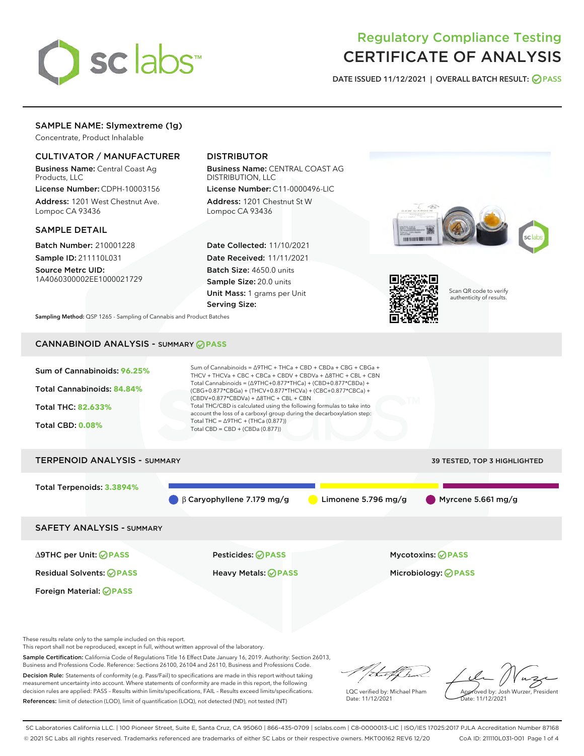# Regulatory Compliance Testing
# CERTIFICATE OF ANALYSIS

DATE ISSUED 11/12/2021 | OVERALL BATCH RESULT: PASS

## SAMPLE NAME: Slymextreme (1g)

Concentrate, Product Inhalable

### CULTIVATOR / MANUFACTURER

**Business Name:** Central Coast Ag Products, LLC
**License Number:** CDPH-10003156
**Address:** 1201 West Chestnut Ave. Lompoc CA 93436

### DISTRIBUTOR

**Business Name:** CENTRAL COAST AG DISTRIBUTION, LLC
**License Number:** C11-0000496-LIC
**Address:** 1201 Chestnut St W Lompoc CA 93436

### SAMPLE DETAIL

**Batch Number:** 210001228
**Sample ID:** 211110L031
**Source Metrc UID:** 1A4060300002EE1000021729

**Date Collected:** 11/10/2021
**Date Received:** 11/11/2021
**Batch Size:** 4650.0 units
**Sample Size:** 20.0 units
**Unit Mass:** 1 grams per Unit
**Serving Size:**

Scan QR code to verify authenticity of results.

**Sampling Method:** QSP 1265 - Sampling of Cannabis and Product Batches

## CANNABINOID ANALYSIS - SUMMARY PASS

Sum of Cannabinoids: **96.25%**
Total Cannabinoids: **84.84%**
Total THC: **82.633%**
Total CBD: **0.08%**

Sum of Cannabinoids = Δ9THC + THCa + CBD + CBDa + CBG + CBGa + THCV + THCVa + CBC + CBCa + CBDV + CBDVa + Δ8THC + CBL + CBN
Total Cannabinoids = (Δ9THC+0.877*THCa) + (CBD+0.877*CBDa) + (CBG+0.877*CBGa) + (THCV+0.877*THCVa) + (CBC+0.877*CBCa) + (CBDV+0.877*CBDVa) + Δ8THC + CBL + CBN
Total THC/CBD is calculated using the following formulas to take into account the loss of a carboxyl group during the decarboxylation step:
Total THC = Δ9THC + (THCa (0.877))
Total CBD = CBD + (CBDa (0.877))

## TERPENOID ANALYSIS - SUMMARY

39 TESTED, TOP 3 HIGHLIGHTED

Total Terpenoids: **3.3894%**

β Caryophyllene 7.179 mg/g | Limonene 5.796 mg/g | Myrcene 5.661 mg/g

## SAFETY ANALYSIS - SUMMARY

| | | |
|---|---|---|
| Δ9THC per Unit: PASS | Pesticides: PASS | Mycotoxins: PASS |
| Residual Solvents: PASS | Heavy Metals: PASS | Microbiology: PASS |
| Foreign Material: PASS | | |

These results relate only to the sample included on this report.
This report shall not be reproduced, except in full, without written approval of the laboratory.

**Sample Certification:** California Code of Regulations Title 16 Effect Date January 16, 2019. Authority: Section 26013, Business and Professions Code. Reference: Sections 26100, 26104 and 26110, Business and Professions Code.

**Decision Rule:** Statements of conformity (e.g. Pass/Fail) to specifications are made in this report without taking measurement uncertainty into account. Where statements of conformity are made in this report, the following decision rules are applied: PASS – Results within limits/specifications, FAIL – Results exceed limits/specifications.

**References:** limit of detection (LOD), limit of quantification (LOQ), not detected (ND), not tested (NT)

LQC verified by: Michael Pham
Date: 11/12/2021

Approved by: Josh Wurzer, President
Date: 11/12/2021

SC Laboratories California LLC. | 100 Pioneer Street, Suite E, Santa Cruz, CA 95060 | 866-435-0709 | sclabs.com | C8-0000013-LIC | ISO/IES 17025:2017 PJLA Accreditation Number 87168
© 2021 SC Labs all rights reserved. Trademarks referenced are trademarks of either SC Labs or their respective owners. MKT00162 REV6 12/20 CoA ID: 211110L031-001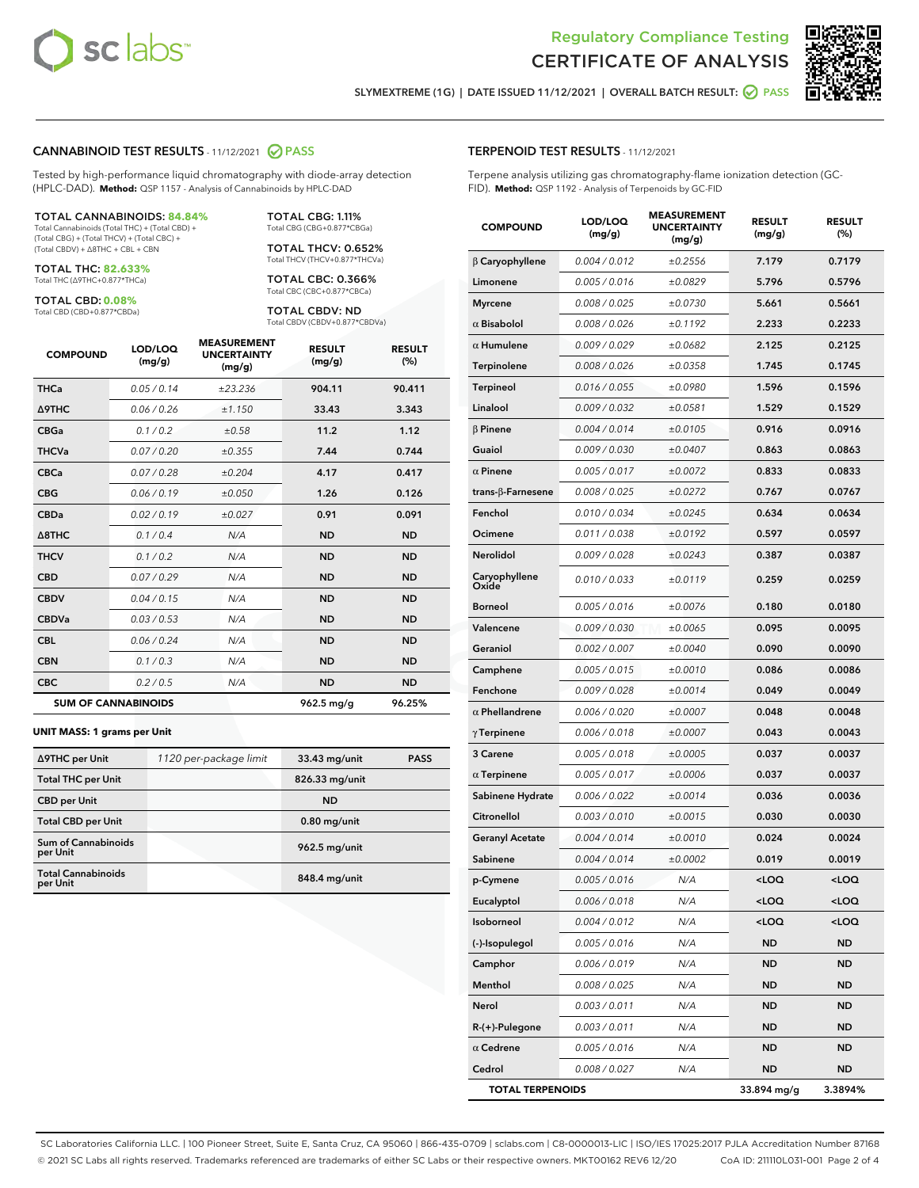Regulatory Compliance Testing
# CERTIFICATE OF ANALYSIS

SLYMEXTREME (1G) | DATE ISSUED 11/12/2021 | OVERALL BATCH RESULT: PASS

## CANNABINOID TEST RESULTS - 11/12/2021 PASS

Tested by high-performance liquid chromatography with diode-array detection (HPLC-DAD). **Method:** QSP 1157 - Analysis of Cannabinoids by HPLC-DAD

**TOTAL CANNABINOIDS: 84.84%**
Total Cannabinoids (Total THC) + (Total CBD) + (Total CBG) + (Total THCV) + (Total CBC) + (Total CBDV) + Δ8THC + CBL + CBN

**TOTAL THC: 82.633%**
Total THC (Δ9THC+0.877*THCa)

**TOTAL CBD: 0.08%**
Total CBD (CBD+0.877*CBDa)

**TOTAL CBG: 1.11%**
Total CBG (CBG+0.877*CBGa)

**TOTAL THCV: 0.652%**
Total THCV (THCV+0.877*THCVa)

**TOTAL CBC: 0.366%**
Total CBC (CBC+0.877*CBCa)

**TOTAL CBDV: ND**
Total CBDV (CBDV+0.877*CBDVa)

| COMPOUND | LOD/LOQ (mg/g) | MEASUREMENT UNCERTAINTY (mg/g) | RESULT (mg/g) | RESULT (%) |
|---|---|---|---|---|
| THCa | 0.05 / 0.14 | ±23.236 | 904.11 | 90.411 |
| Δ9THC | 0.06 / 0.26 | ±1.150 | 33.43 | 3.343 |
| CBGa | 0.1 / 0.2 | ±0.58 | 11.2 | 1.12 |
| THCVa | 0.07 / 0.20 | ±0.355 | 7.44 | 0.744 |
| CBCa | 0.07 / 0.28 | ±0.204 | 4.17 | 0.417 |
| CBG | 0.06 / 0.19 | ±0.050 | 1.26 | 0.126 |
| CBDa | 0.02 / 0.19 | ±0.027 | 0.91 | 0.091 |
| Δ8THC | 0.1 / 0.4 | N/A | ND | ND |
| THCV | 0.1 / 0.2 | N/A | ND | ND |
| CBD | 0.07 / 0.29 | N/A | ND | ND |
| CBDV | 0.04 / 0.15 | N/A | ND | ND |
| CBDVa | 0.03 / 0.53 | N/A | ND | ND |
| CBL | 0.06 / 0.24 | N/A | ND | ND |
| CBN | 0.1 / 0.3 | N/A | ND | ND |
| CBC | 0.2 / 0.5 | N/A | ND | ND |
| **SUM OF CANNABINOIDS** | | | **962.5 mg/g** | **96.25%** |

**UNIT MASS: 1 grams per Unit**

| | | | |
|---|---|---|---|
| Δ9THC per Unit | 1120 per-package limit | 33.43 mg/unit | PASS |
| Total THC per Unit | | 826.33 mg/unit | |
| CBD per Unit | | ND | |
| Total CBD per Unit | | 0.80 mg/unit | |
| Sum of Cannabinoids per Unit | | 962.5 mg/unit | |
| Total Cannabinoids per Unit | | 848.4 mg/unit | |

## TERPENOID TEST RESULTS - 11/12/2021

Terpene analysis utilizing gas chromatography-flame ionization detection (GC-FID). **Method:** QSP 1192 - Analysis of Terpenoids by GC-FID

| COMPOUND | LOD/LOQ (mg/g) | MEASUREMENT UNCERTAINTY (mg/g) | RESULT (mg/g) | RESULT (%) |
|---|---|---|---|---|
| β Caryophyllene | 0.004 / 0.012 | ±0.2556 | 7.179 | 0.7179 |
| Limonene | 0.005 / 0.016 | ±0.0829 | 5.796 | 0.5796 |
| Myrcene | 0.008 / 0.025 | ±0.0730 | 5.661 | 0.5661 |
| α Bisabolol | 0.008 / 0.026 | ±0.1192 | 2.233 | 0.2233 |
| α Humulene | 0.009 / 0.029 | ±0.0682 | 2.125 | 0.2125 |
| Terpinolene | 0.008 / 0.026 | ±0.0358 | 1.745 | 0.1745 |
| Terpineol | 0.016 / 0.055 | ±0.0980 | 1.596 | 0.1596 |
| Linalool | 0.009 / 0.032 | ±0.0581 | 1.529 | 0.1529 |
| β Pinene | 0.004 / 0.014 | ±0.0105 | 0.916 | 0.0916 |
| Guaiol | 0.009 / 0.030 | ±0.0407 | 0.863 | 0.0863 |
| α Pinene | 0.005 / 0.017 | ±0.0072 | 0.833 | 0.0833 |
| trans-β-Farnesene | 0.008 / 0.025 | ±0.0272 | 0.767 | 0.0767 |
| Fenchol | 0.010 / 0.034 | ±0.0245 | 0.634 | 0.0634 |
| Ocimene | 0.011 / 0.038 | ±0.0192 | 0.597 | 0.0597 |
| Nerolidol | 0.009 / 0.028 | ±0.0243 | 0.387 | 0.0387 |
| Caryophyllene Oxide | 0.010 / 0.033 | ±0.0119 | 0.259 | 0.0259 |
| Borneol | 0.005 / 0.016 | ±0.0076 | 0.180 | 0.0180 |
| Valencene | 0.009 / 0.030 | ±0.0065 | 0.095 | 0.0095 |
| Geraniol | 0.002 / 0.007 | ±0.0040 | 0.090 | 0.0090 |
| Camphene | 0.005 / 0.015 | ±0.0010 | 0.086 | 0.0086 |
| Fenchone | 0.009 / 0.028 | ±0.0014 | 0.049 | 0.0049 |
| α Phellandrene | 0.006 / 0.020 | ±0.0007 | 0.048 | 0.0048 |
| γ Terpinene | 0.006 / 0.018 | ±0.0007 | 0.043 | 0.0043 |
| 3 Carene | 0.005 / 0.018 | ±0.0005 | 0.037 | 0.0037 |
| α Terpinene | 0.005 / 0.017 | ±0.0006 | 0.037 | 0.0037 |
| Sabinene Hydrate | 0.006 / 0.022 | ±0.0014 | 0.036 | 0.0036 |
| Citronellol | 0.003 / 0.010 | ±0.0015 | 0.030 | 0.0030 |
| Geranyl Acetate | 0.004 / 0.014 | ±0.0010 | 0.024 | 0.0024 |
| Sabinene | 0.004 / 0.014 | ±0.0002 | 0.019 | 0.0019 |
| p-Cymene | 0.005 / 0.016 | N/A | <LOQ | <LOQ |
| Eucalyptol | 0.006 / 0.018 | N/A | <LOQ | <LOQ |
| Isoborneol | 0.004 / 0.012 | N/A | <LOQ | <LOQ |
| (-)-Isopulegol | 0.005 / 0.016 | N/A | ND | ND |
| Camphor | 0.006 / 0.019 | N/A | ND | ND |
| Menthol | 0.008 / 0.025 | N/A | ND | ND |
| Nerol | 0.003 / 0.011 | N/A | ND | ND |
| R-(+)-Pulegone | 0.003 / 0.011 | N/A | ND | ND |
| α Cedrene | 0.005 / 0.016 | N/A | ND | ND |
| Cedrol | 0.008 / 0.027 | N/A | ND | ND |
| **TOTAL TERPENOIDS** | | | **33.894 mg/g** | **3.3894%** |

SC Laboratories California LLC. | 100 Pioneer Street, Suite E, Santa Cruz, CA 95060 | 866-435-0709 | sclabs.com | C8-0000013-LIC | ISO/IES 17025:2017 PJLA Accreditation Number 87168
© 2021 SC Labs all rights reserved. Trademarks referenced are trademarks of either SC Labs or their respective owners. MKT00162 REV6 12/20 CoA ID: 211110L031-001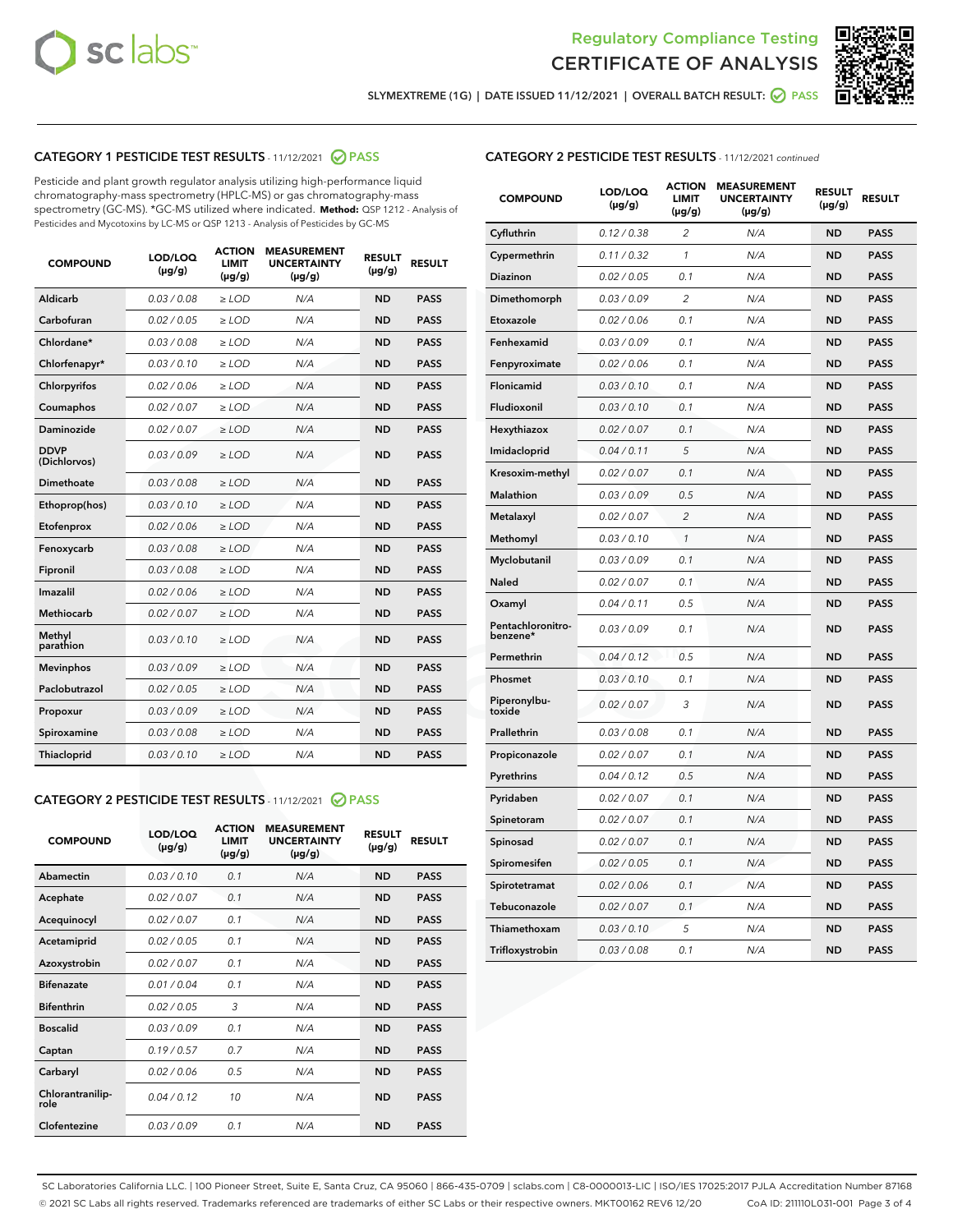Regulatory Compliance Testing

CERTIFICATE OF ANALYSIS

SLYMEXTREME (1G) | DATE ISSUED 11/12/2021 | OVERALL BATCH RESULT: PASS

## CATEGORY 1 PESTICIDE TEST RESULTS - 11/12/2021 PASS

Pesticide and plant growth regulator analysis utilizing high-performance liquid chromatography-mass spectrometry (HPLC-MS) or gas chromatography-mass spectrometry (GC-MS). *GC-MS utilized where indicated. **Method:** QSP 1212 - Analysis of Pesticides and Mycotoxins by LC-MS or QSP 1213 - Analysis of Pesticides by GC-MS

| COMPOUND | LOD/LOQ (µg/g) | ACTION LIMIT (µg/g) | MEASUREMENT UNCERTAINTY (µg/g) | RESULT (µg/g) | RESULT |
|---|---|---|---|---|---|
| Aldicarb | 0.03 / 0.08 | ≥ LOD | N/A | ND | PASS |
| Carbofuran | 0.02 / 0.05 | ≥ LOD | N/A | ND | PASS |
| Chlordane* | 0.03 / 0.08 | ≥ LOD | N/A | ND | PASS |
| Chlorfenapyr* | 0.03 / 0.10 | ≥ LOD | N/A | ND | PASS |
| Chlorpyrifos | 0.02 / 0.06 | ≥ LOD | N/A | ND | PASS |
| Coumaphos | 0.02 / 0.07 | ≥ LOD | N/A | ND | PASS |
| Daminozide | 0.02 / 0.07 | ≥ LOD | N/A | ND | PASS |
| DDVP (Dichlorvos) | 0.03 / 0.09 | ≥ LOD | N/A | ND | PASS |
| Dimethoate | 0.03 / 0.08 | ≥ LOD | N/A | ND | PASS |
| Ethoprop(hos) | 0.03 / 0.10 | ≥ LOD | N/A | ND | PASS |
| Etofenprox | 0.02 / 0.06 | ≥ LOD | N/A | ND | PASS |
| Fenoxycarb | 0.03 / 0.08 | ≥ LOD | N/A | ND | PASS |
| Fipronil | 0.03 / 0.08 | ≥ LOD | N/A | ND | PASS |
| Imazalil | 0.02 / 0.06 | ≥ LOD | N/A | ND | PASS |
| Methiocarb | 0.02 / 0.07 | ≥ LOD | N/A | ND | PASS |
| Methyl parathion | 0.03 / 0.10 | ≥ LOD | N/A | ND | PASS |
| Mevinphos | 0.03 / 0.09 | ≥ LOD | N/A | ND | PASS |
| Paclobutrazol | 0.02 / 0.05 | ≥ LOD | N/A | ND | PASS |
| Propoxur | 0.03 / 0.09 | ≥ LOD | N/A | ND | PASS |
| Spiroxamine | 0.03 / 0.08 | ≥ LOD | N/A | ND | PASS |
| Thiacloprid | 0.03 / 0.10 | ≥ LOD | N/A | ND | PASS |

## CATEGORY 2 PESTICIDE TEST RESULTS - 11/12/2021 PASS

| COMPOUND | LOD/LOQ (µg/g) | ACTION LIMIT (µg/g) | MEASUREMENT UNCERTAINTY (µg/g) | RESULT (µg/g) | RESULT |
|---|---|---|---|---|---|
| Abamectin | 0.03 / 0.10 | 0.1 | N/A | ND | PASS |
| Acephate | 0.02 / 0.07 | 0.1 | N/A | ND | PASS |
| Acequinocyl | 0.02 / 0.07 | 0.1 | N/A | ND | PASS |
| Acetamiprid | 0.02 / 0.05 | 0.1 | N/A | ND | PASS |
| Azoxystrobin | 0.02 / 0.07 | 0.1 | N/A | ND | PASS |
| Bifenazate | 0.01 / 0.04 | 0.1 | N/A | ND | PASS |
| Bifenthrin | 0.02 / 0.05 | 3 | N/A | ND | PASS |
| Boscalid | 0.03 / 0.09 | 0.1 | N/A | ND | PASS |
| Captan | 0.19 / 0.57 | 0.7 | N/A | ND | PASS |
| Carbaryl | 0.02 / 0.06 | 0.5 | N/A | ND | PASS |
| Chlorantraniliprole | 0.04 / 0.12 | 10 | N/A | ND | PASS |
| Clofentezine | 0.03 / 0.09 | 0.1 | N/A | ND | PASS |
| Cyfluthrin | 0.12 / 0.38 | 2 | N/A | ND | PASS |
| Cypermethrin | 0.11 / 0.32 | 1 | N/A | ND | PASS |
| Diazinon | 0.02 / 0.05 | 0.1 | N/A | ND | PASS |
| Dimethomorph | 0.03 / 0.09 | 2 | N/A | ND | PASS |
| Etoxazole | 0.02 / 0.06 | 0.1 | N/A | ND | PASS |
| Fenhexamid | 0.03 / 0.09 | 0.1 | N/A | ND | PASS |
| Fenpyroximate | 0.02 / 0.06 | 0.1 | N/A | ND | PASS |
| Flonicamid | 0.03 / 0.10 | 0.1 | N/A | ND | PASS |
| Fludioxonil | 0.03 / 0.10 | 0.1 | N/A | ND | PASS |
| Hexythiazox | 0.02 / 0.07 | 0.1 | N/A | ND | PASS |
| Imidacloprid | 0.04 / 0.11 | 5 | N/A | ND | PASS |
| Kresoxim-methyl | 0.02 / 0.07 | 0.1 | N/A | ND | PASS |
| Malathion | 0.03 / 0.09 | 0.5 | N/A | ND | PASS |
| Metalaxyl | 0.02 / 0.07 | 2 | N/A | ND | PASS |
| Methomyl | 0.03 / 0.10 | 1 | N/A | ND | PASS |
| Myclobutanil | 0.03 / 0.09 | 0.1 | N/A | ND | PASS |
| Naled | 0.02 / 0.07 | 0.1 | N/A | ND | PASS |
| Oxamyl | 0.04 / 0.11 | 0.5 | N/A | ND | PASS |
| Pentachloronitrobenzene* | 0.03 / 0.09 | 0.1 | N/A | ND | PASS |
| Permethrin | 0.04 / 0.12 | 0.5 | N/A | ND | PASS |
| Phosmet | 0.03 / 0.10 | 0.1 | N/A | ND | PASS |
| Piperonylbutoxide | 0.02 / 0.07 | 3 | N/A | ND | PASS |
| Prallethrin | 0.03 / 0.08 | 0.1 | N/A | ND | PASS |
| Propiconazole | 0.02 / 0.07 | 0.1 | N/A | ND | PASS |
| Pyrethrins | 0.04 / 0.12 | 0.5 | N/A | ND | PASS |
| Pyridaben | 0.02 / 0.07 | 0.1 | N/A | ND | PASS |
| Spinetoram | 0.02 / 0.07 | 0.1 | N/A | ND | PASS |
| Spinosad | 0.02 / 0.07 | 0.1 | N/A | ND | PASS |
| Spiromesifen | 0.02 / 0.05 | 0.1 | N/A | ND | PASS |
| Spirotetramat | 0.02 / 0.06 | 0.1 | N/A | ND | PASS |
| Tebuconazole | 0.02 / 0.07 | 0.1 | N/A | ND | PASS |
| Thiamethoxam | 0.03 / 0.10 | 5 | N/A | ND | PASS |
| Trifloxystrobin | 0.03 / 0.08 | 0.1 | N/A | ND | PASS |

SC Laboratories California LLC. | 100 Pioneer Street, Suite E, Santa Cruz, CA 95060 | 866-435-0709 | sclabs.com | C8-0000013-LIC | ISO/IES 17025:2017 PJLA Accreditation Number 87168
© 2021 SC Labs all rights reserved. Trademarks referenced are trademarks of either SC Labs or their respective owners. MKT00162 REV6 12/20 CoA ID: 211110L031-001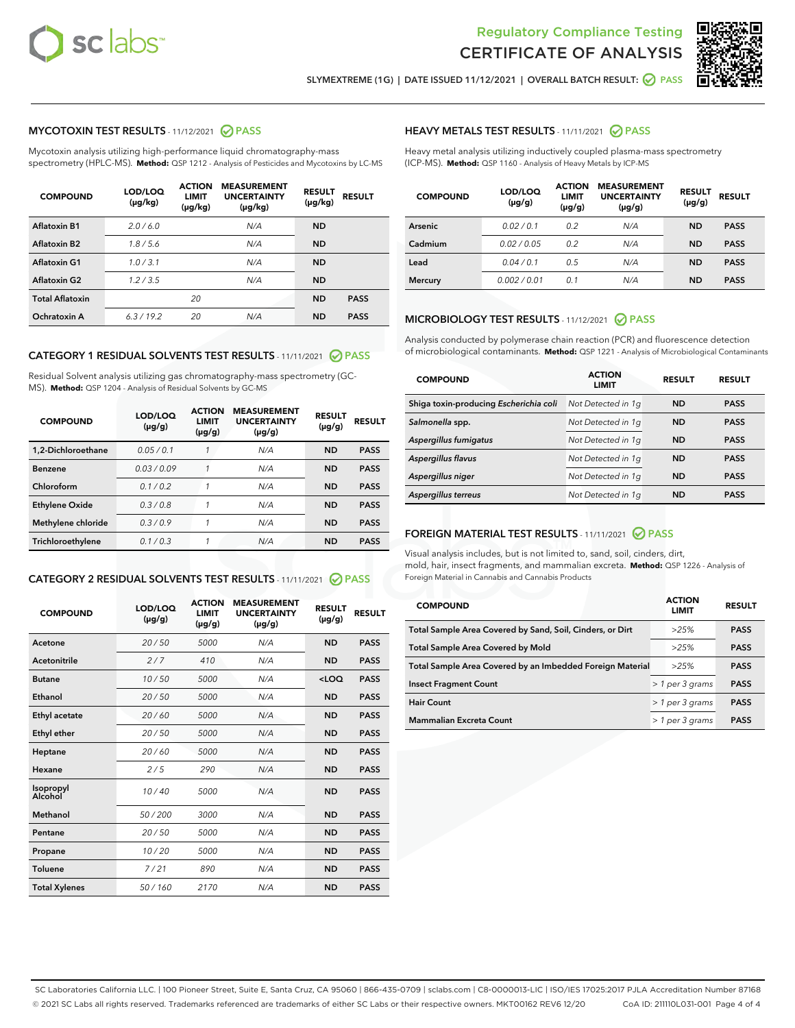Regulatory Compliance Testing

# CERTIFICATE OF ANALYSIS

SLYMEXTREME (1G) | DATE ISSUED 11/12/2021 | OVERALL BATCH RESULT: PASS

## MYCOTOXIN TEST RESULTS - 11/12/2021 PASS

Mycotoxin analysis utilizing high-performance liquid chromatography-mass spectrometry (HPLC-MS). **Method:** QSP 1212 - Analysis of Pesticides and Mycotoxins by LC-MS

| COMPOUND | LOD/LOQ (µg/kg) | ACTION LIMIT (µg/kg) | MEASUREMENT UNCERTAINTY (µg/kg) | RESULT (µg/kg) | RESULT |
|---|---|---|---|---|---|
| Aflatoxin B1 | 2.0 / 6.0 | | N/A | ND | |
| Aflatoxin B2 | 1.8 / 5.6 | | N/A | ND | |
| Aflatoxin G1 | 1.0 / 3.1 | | N/A | ND | |
| Aflatoxin G2 | 1.2 / 3.5 | | N/A | ND | |
| Total Aflatoxin | | 20 | | ND | PASS |
| Ochratoxin A | 6.3 / 19.2 | 20 | N/A | ND | PASS |

## CATEGORY 1 RESIDUAL SOLVENTS TEST RESULTS - 11/11/2021 PASS

Residual Solvent analysis utilizing gas chromatography-mass spectrometry (GC-MS). **Method:** QSP 1204 - Analysis of Residual Solvents by GC-MS

| COMPOUND | LOD/LOQ (µg/g) | ACTION LIMIT (µg/g) | MEASUREMENT UNCERTAINTY (µg/g) | RESULT (µg/g) | RESULT |
|---|---|---|---|---|---|
| 1,2-Dichloroethane | 0.05 / 0.1 | 1 | N/A | ND | PASS |
| Benzene | 0.03 / 0.09 | 1 | N/A | ND | PASS |
| Chloroform | 0.1 / 0.2 | 1 | N/A | ND | PASS |
| Ethylene Oxide | 0.3 / 0.8 | 1 | N/A | ND | PASS |
| Methylene chloride | 0.3 / 0.9 | 1 | N/A | ND | PASS |
| Trichloroethylene | 0.1 / 0.3 | 1 | N/A | ND | PASS |

## CATEGORY 2 RESIDUAL SOLVENTS TEST RESULTS - 11/11/2021 PASS

| COMPOUND | LOD/LOQ (µg/g) | ACTION LIMIT (µg/g) | MEASUREMENT UNCERTAINTY (µg/g) | RESULT (µg/g) | RESULT |
|---|---|---|---|---|---|
| Acetone | 20 / 50 | 5000 | N/A | ND | PASS |
| Acetonitrile | 2 / 7 | 410 | N/A | ND | PASS |
| Butane | 10 / 50 | 5000 | N/A | <LOQ | PASS |
| Ethanol | 20 / 50 | 5000 | N/A | ND | PASS |
| Ethyl acetate | 20 / 60 | 5000 | N/A | ND | PASS |
| Ethyl ether | 20 / 50 | 5000 | N/A | ND | PASS |
| Heptane | 20 / 60 | 5000 | N/A | ND | PASS |
| Hexane | 2 / 5 | 290 | N/A | ND | PASS |
| Isopropyl Alcohol | 10 / 40 | 5000 | N/A | ND | PASS |
| Methanol | 50 / 200 | 3000 | N/A | ND | PASS |
| Pentane | 20 / 50 | 5000 | N/A | ND | PASS |
| Propane | 10 / 20 | 5000 | N/A | ND | PASS |
| Toluene | 7 / 21 | 890 | N/A | ND | PASS |
| Total Xylenes | 50 / 160 | 2170 | N/A | ND | PASS |

## HEAVY METALS TEST RESULTS - 11/11/2021 PASS

Heavy metal analysis utilizing inductively coupled plasma-mass spectrometry (ICP-MS). **Method:** QSP 1160 - Analysis of Heavy Metals by ICP-MS

| COMPOUND | LOD/LOQ (µg/g) | ACTION LIMIT (µg/g) | MEASUREMENT UNCERTAINTY (µg/g) | RESULT (µg/g) | RESULT |
|---|---|---|---|---|---|
| Arsenic | 0.02 / 0.1 | 0.2 | N/A | ND | PASS |
| Cadmium | 0.02 / 0.05 | 0.2 | N/A | ND | PASS |
| Lead | 0.04 / 0.1 | 0.5 | N/A | ND | PASS |
| Mercury | 0.002 / 0.01 | 0.1 | N/A | ND | PASS |

## MICROBIOLOGY TEST RESULTS - 11/12/2021 PASS

Analysis conducted by polymerase chain reaction (PCR) and fluorescence detection of microbiological contaminants. **Method:** QSP 1221 - Analysis of Microbiological Contaminants

| COMPOUND | ACTION LIMIT | RESULT | RESULT |
|---|---|---|---|
| Shiga toxin-producing *Escherichia coli* | Not Detected in 1g | ND | PASS |
| *Salmonella* spp. | Not Detected in 1g | ND | PASS |
| *Aspergillus fumigatus* | Not Detected in 1g | ND | PASS |
| *Aspergillus flavus* | Not Detected in 1g | ND | PASS |
| *Aspergillus niger* | Not Detected in 1g | ND | PASS |
| *Aspergillus terreus* | Not Detected in 1g | ND | PASS |

## FOREIGN MATERIAL TEST RESULTS - 11/11/2021 PASS

Visual analysis includes, but is not limited to, sand, soil, cinders, dirt, mold, hair, insect fragments, and mammalian excreta. **Method:** QSP 1226 - Analysis of Foreign Material in Cannabis and Cannabis Products

| COMPOUND | ACTION LIMIT | RESULT |
|---|---|---|
| Total Sample Area Covered by Sand, Soil, Cinders, or Dirt | >25% | PASS |
| Total Sample Area Covered by Mold | >25% | PASS |
| Total Sample Area Covered by an Imbedded Foreign Material | >25% | PASS |
| Insect Fragment Count | > 1 per 3 grams | PASS |
| Hair Count | > 1 per 3 grams | PASS |
| Mammalian Excreta Count | > 1 per 3 grams | PASS |

SC Laboratories California LLC. | 100 Pioneer Street, Suite E, Santa Cruz, CA 95060 | 866-435-0709 | sclabs.com | C8-0000013-LIC | ISO/IES 17025:2017 PJLA Accreditation Number 87168
© 2021 SC Labs all rights reserved. Trademarks referenced are trademarks of either SC Labs or their respective owners. MKT00162 REV6 12/20 CoA ID: 211110L031-001